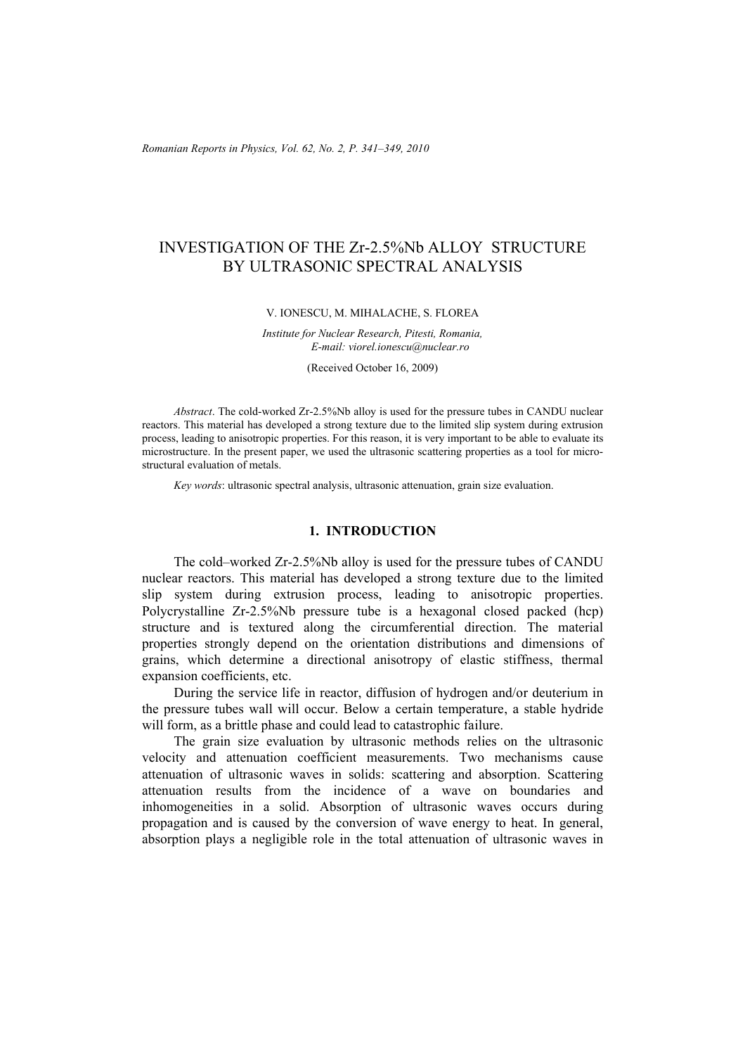# INVESTIGATION OF THE Zr-2.5%Nb ALLOY STRUCTURE BY ULTRASONIC SPECTRAL ANALYSIS

V. IONESCU, M. MIHALACHE, S. FLOREA

*Institute for Nuclear Research, Pitesti, Romania,*
*E-mail: viorel.ionescu@nuclear.ro*

(Received October 16, 2009)

*Abstract*. The cold-worked Zr-2.5%Nb alloy is used for the pressure tubes in CANDU nuclear reactors. This material has developed a strong texture due to the limited slip system during extrusion process, leading to anisotropic properties. For this reason, it is very important to be able to evaluate its microstructure. In the present paper, we used the ultrasonic scattering properties as a tool for micro-structural evaluation of metals.

*Key words*: ultrasonic spectral analysis, ultrasonic attenuation, grain size evaluation.

## 1. INTRODUCTION

The cold–worked Zr-2.5%Nb alloy is used for the pressure tubes of CANDU nuclear reactors. This material has developed a strong texture due to the limited slip system during extrusion process, leading to anisotropic properties. Polycrystalline Zr-2.5%Nb pressure tube is a hexagonal closed packed (hcp) structure and is textured along the circumferential direction. The material properties strongly depend on the orientation distributions and dimensions of grains, which determine a directional anisotropy of elastic stiffness, thermal expansion coefficients, etc.

During the service life in reactor, diffusion of hydrogen and/or deuterium in the pressure tubes wall will occur. Below a certain temperature, a stable hydride will form, as a brittle phase and could lead to catastrophic failure.

The grain size evaluation by ultrasonic methods relies on the ultrasonic velocity and attenuation coefficient measurements. Two mechanisms cause attenuation of ultrasonic waves in solids: scattering and absorption. Scattering attenuation results from the incidence of a wave on boundaries and inhomogeneities in a solid. Absorption of ultrasonic waves occurs during propagation and is caused by the conversion of wave energy to heat. In general, absorption plays a negligible role in the total attenuation of ultrasonic waves in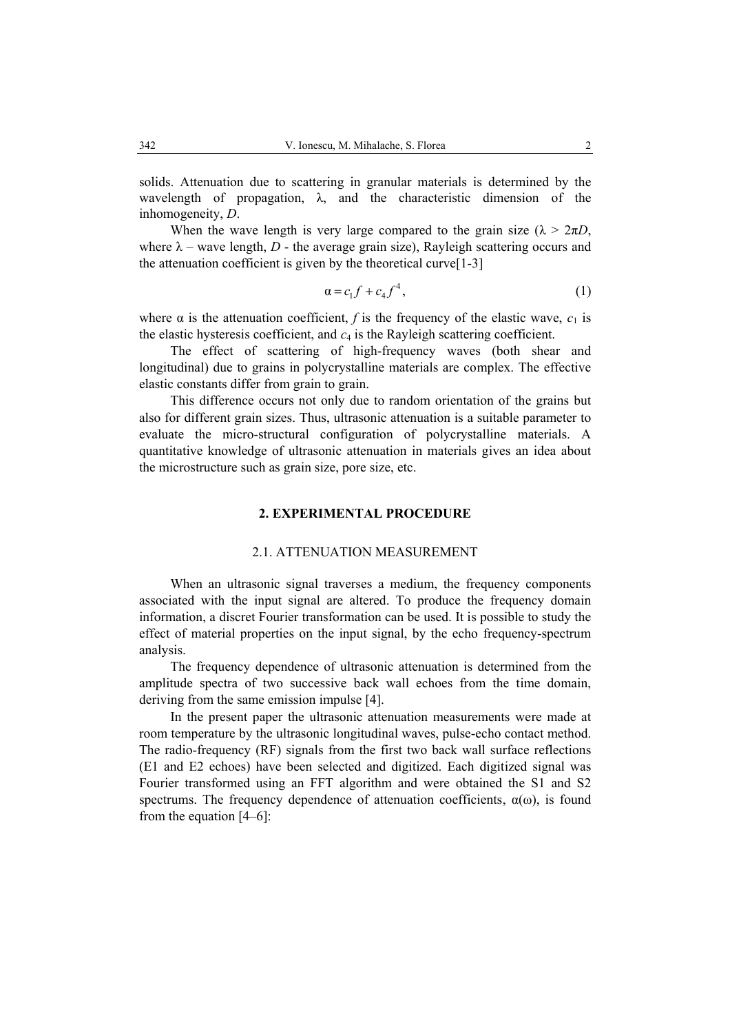solids. Attenuation due to scattering in granular materials is determined by the wavelength of propagation, λ, and the characteristic dimension of the inhomogeneity, $D$.

When the wave length is very large compared to the grain size ($\lambda > 2\pi D$, where λ – wave length, $D$ - the average grain size), Rayleigh scattering occurs and the attenuation coefficient is given by the theoretical curve[1-3]

$$\alpha = c_1 f + c_4 f^4, \tag{1}$$

where α is the attenuation coefficient, $f$ is the frequency of the elastic wave, $c_1$ is the elastic hysteresis coefficient, and $c_4$ is the Rayleigh scattering coefficient.

The effect of scattering of high-frequency waves (both shear and longitudinal) due to grains in polycrystalline materials are complex. The effective elastic constants differ from grain to grain.

This difference occurs not only due to random orientation of the grains but also for different grain sizes. Thus, ultrasonic attenuation is a suitable parameter to evaluate the micro-structural configuration of polycrystalline materials. A quantitative knowledge of ultrasonic attenuation in materials gives an idea about the microstructure such as grain size, pore size, etc.

## 2. EXPERIMENTAL PROCEDURE

### 2.1. ATTENUATION MEASUREMENT

When an ultrasonic signal traverses a medium, the frequency components associated with the input signal are altered. To produce the frequency domain information, a discret Fourier transformation can be used. It is possible to study the effect of material properties on the input signal, by the echo frequency-spectrum analysis.

The frequency dependence of ultrasonic attenuation is determined from the amplitude spectra of two successive back wall echoes from the time domain, deriving from the same emission impulse [4].

In the present paper the ultrasonic attenuation measurements were made at room temperature by the ultrasonic longitudinal waves, pulse-echo contact method. The radio-frequency (RF) signals from the first two back wall surface reflections (E1 and E2 echoes) have been selected and digitized. Each digitized signal was Fourier transformed using an FFT algorithm and were obtained the S1 and S2 spectrums. The frequency dependence of attenuation coefficients, $\alpha(\omega)$, is found from the equation [4–6]: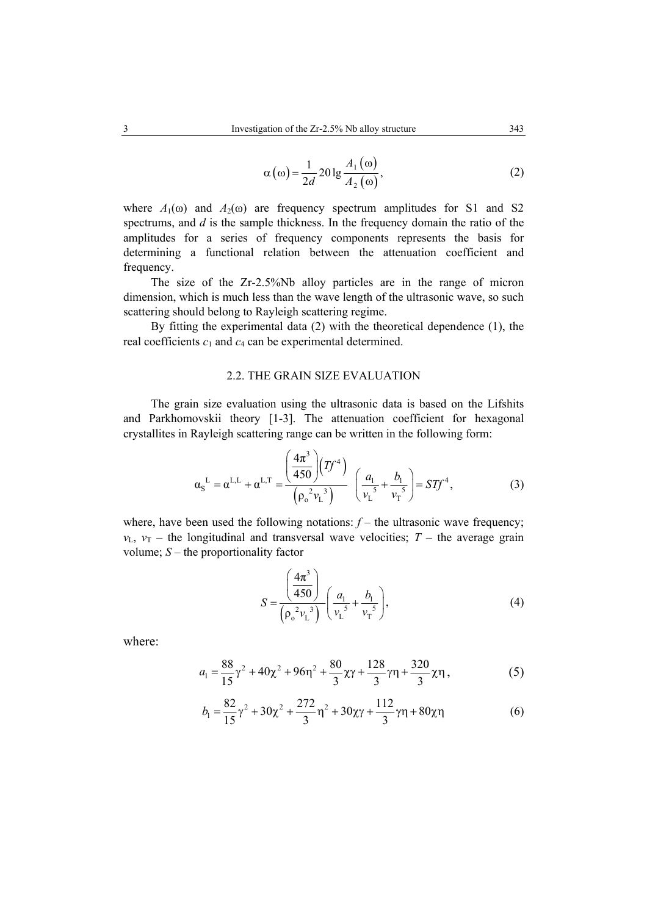$$\alpha(\omega) = \frac{1}{2d} 20 \lg \frac{A_1(\omega)}{A_2(\omega)}, \tag{2}$$

where $A_1(\omega)$ and $A_2(\omega)$ are frequency spectrum amplitudes for S1 and S2 spectrums, and $d$ is the sample thickness. In the frequency domain the ratio of the amplitudes for a series of frequency components represents the basis for determining a functional relation between the attenuation coefficient and frequency.

The size of the Zr-2.5%Nb alloy particles are in the range of micron dimension, which is much less than the wave length of the ultrasonic wave, so such scattering should belong to Rayleigh scattering regime.

By fitting the experimental data (2) with the theoretical dependence (1), the real coefficients $c_1$ and $c_4$ can be experimental determined.

## 2.2. THE GRAIN SIZE EVALUATION

The grain size evaluation using the ultrasonic data is based on the Lifshits and Parkhomovskii theory [1-3]. The attenuation coefficient for hexagonal crystallites in Rayleigh scattering range can be written in the following form:

$$\alpha_S^{\,L} = \alpha^{L,L} + \alpha^{L,T} = \frac{\left(\frac{4\pi^3}{450}\right)\left(Tf^4\right)}{\left(\rho_o^{\,2} v_L^{\,3}\right)} \left(\frac{a_1}{v_L^{\,5}} + \frac{b_1}{v_T^{\,5}}\right) = STf^4, \tag{3}$$

where, have been used the following notations: $f$ – the ultrasonic wave frequency; $v_L$, $v_T$ – the longitudinal and transversal wave velocities; $T$ – the average grain volume; $S$ – the proportionality factor

$$S = \frac{\left(\frac{4\pi^3}{450}\right)}{\left(\rho_o^{\,2} v_L^{\,3}\right)} \left(\frac{a_1}{v_L^{\,5}} + \frac{b_1}{v_T^{\,5}}\right), \tag{4}$$

where:

$$a_1 = \frac{88}{15}\gamma^2 + 40\chi^2 + 96\eta^2 + \frac{80}{3}\chi\gamma + \frac{128}{3}\gamma\eta + \frac{320}{3}\chi\eta, \tag{5}$$

$$b_1 = \frac{82}{15}\gamma^2 + 30\chi^2 + \frac{272}{3}\eta^2 + 30\chi\gamma + \frac{112}{3}\gamma\eta + 80\chi\eta \tag{6}$$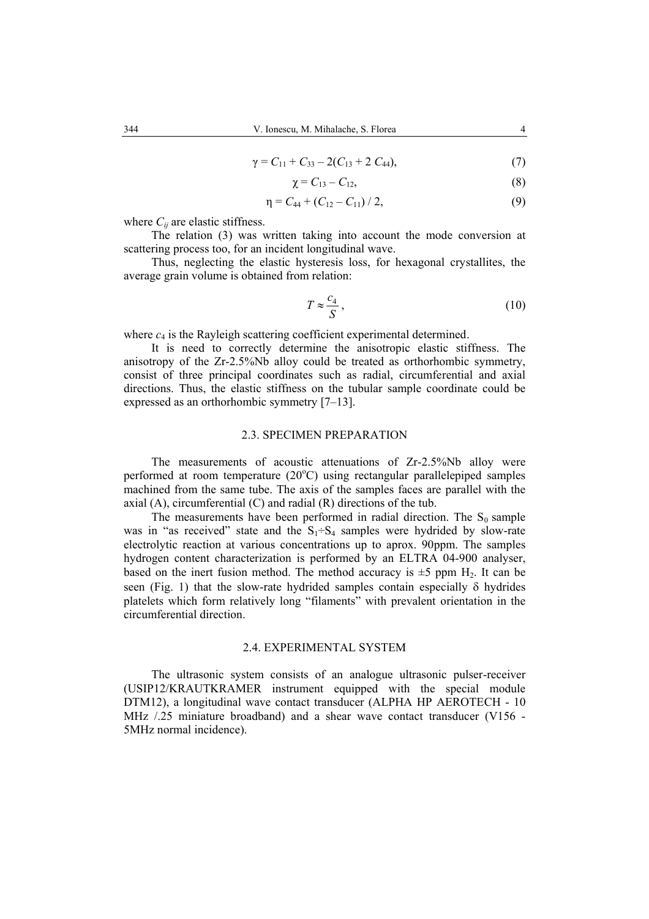$$\gamma = C_{11} + C_{33} - 2(C_{13} + 2\,C_{44}), \tag{7}$$

$$\chi = C_{13} - C_{12}, \tag{8}$$

$$\eta = C_{44} + (C_{12} - C_{11})\,/\,2, \tag{9}$$

where $C_{ij}$ are elastic stiffness.

The relation (3) was written taking into account the mode conversion at scattering process too, for an incident longitudinal wave.

Thus, neglecting the elastic hysteresis loss, for hexagonal crystallites, the average grain volume is obtained from relation:

$$T \approx \frac{c_4}{S}, \tag{10}$$

where $c_4$ is the Rayleigh scattering coefficient experimental determined.

It is need to correctly determine the anisotropic elastic stiffness. The anisotropy of the Zr-2.5%Nb alloy could be treated as orthorhombic symmetry, consist of three principal coordinates such as radial, circumferential and axial directions. Thus, the elastic stiffness on the tubular sample coordinate could be expressed as an orthorhombic symmetry [7–13].

### 2.3. SPECIMEN PREPARATION

The measurements of acoustic attenuations of Zr-2.5%Nb alloy were performed at room temperature (20$^{o}$C) using rectangular parallelepiped samples machined from the same tube. The axis of the samples faces are parallel with the axial (A), circumferential (C) and radial (R) directions of the tub.

The measurements have been performed in radial direction. The $S_0$ sample was in "as received" state and the $S_1$÷$S_4$ samples were hydrided by slow-rate electrolytic reaction at various concentrations up to aprox. 90ppm. The samples hydrogen content characterization is performed by an ELTRA 04-900 analyser, based on the inert fusion method. The method accuracy is ±5 ppm $H_2$. It can be seen (Fig. 1) that the slow-rate hydrided samples contain especially $\delta$ hydrides platelets which form relatively long "filaments" with prevalent orientation in the circumferential direction.

### 2.4. EXPERIMENTAL SYSTEM

The ultrasonic system consists of an analogue ultrasonic pulser-receiver (USIP12/KRAUTKRAMER instrument equipped with the special module DTM12), a longitudinal wave contact transducer (ALPHA HP AEROTECH - 10 MHz /.25 miniature broadband) and a shear wave contact transducer (V156 - 5MHz normal incidence).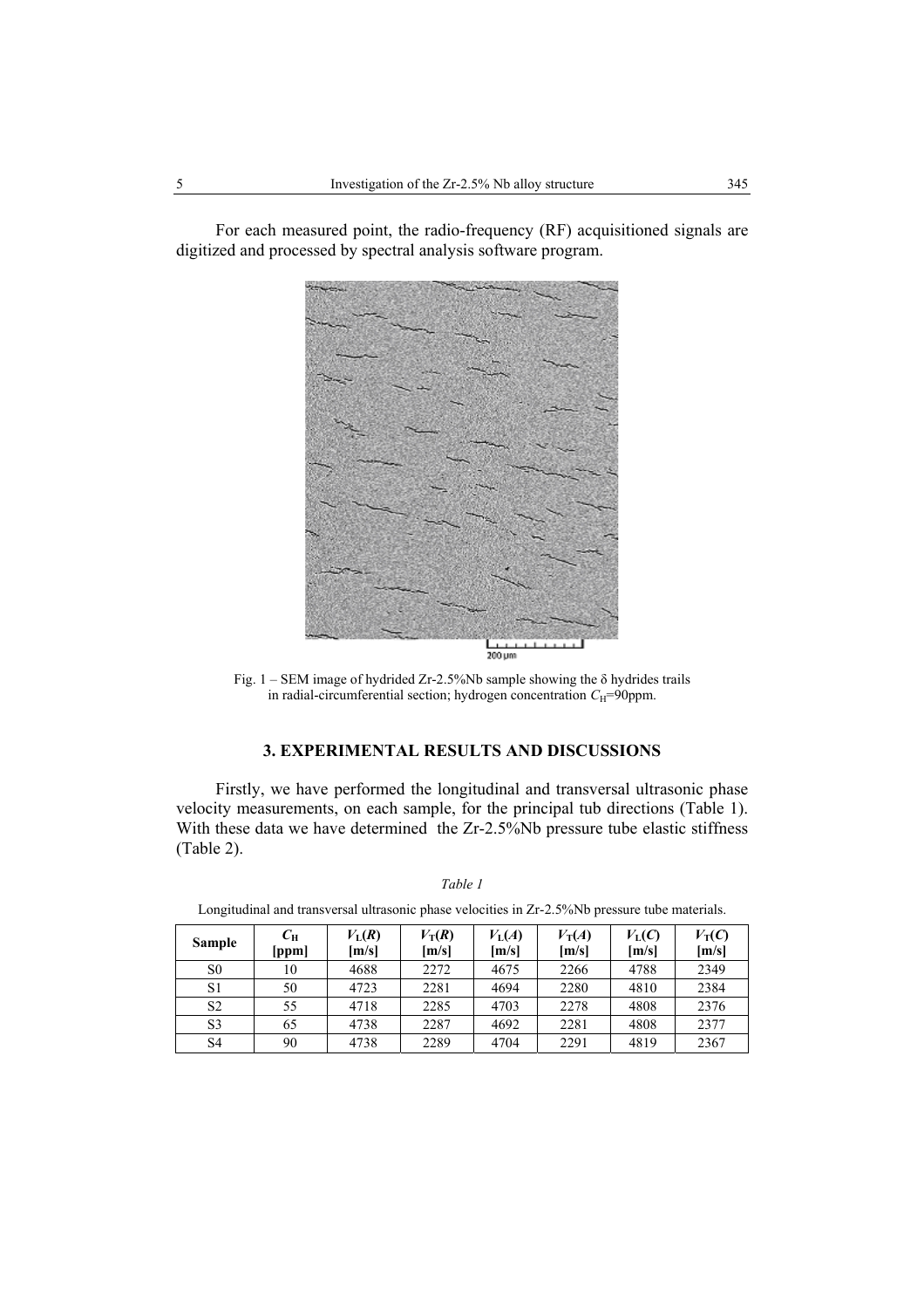For each measured point, the radio-frequency (RF) acquisitioned signals are digitized and processed by spectral analysis software program.

Fig. 1 – SEM image of hydrided Zr-2.5%Nb sample showing the δ hydrides trails in radial-circumferential section; hydrogen concentration $C_H$=90ppm.

## 3. EXPERIMENTAL RESULTS AND DISCUSSIONS

Firstly, we have performed the longitudinal and transversal ultrasonic phase velocity measurements, on each sample, for the principal tub directions (Table 1). With these data we have determined the Zr-2.5%Nb pressure tube elastic stiffness (Table 2).

*Table 1*

Longitudinal and transversal ultrasonic phase velocities in Zr-2.5%Nb pressure tube materials.

| Sample | $C_H$ [ppm] | $V_L(R)$ [m/s] | $V_T(R)$ [m/s] | $V_L(A)$ [m/s] | $V_T(A)$ [m/s] | $V_L(C)$ [m/s] | $V_T(C)$ [m/s] |
|---|---|---|---|---|---|---|---|
| S0 | 10 | 4688 | 2272 | 4675 | 2266 | 4788 | 2349 |
| S1 | 50 | 4723 | 2281 | 4694 | 2280 | 4810 | 2384 |
| S2 | 55 | 4718 | 2285 | 4703 | 2278 | 4808 | 2376 |
| S3 | 65 | 4738 | 2287 | 4692 | 2281 | 4808 | 2377 |
| S4 | 90 | 4738 | 2289 | 4704 | 2291 | 4819 | 2367 |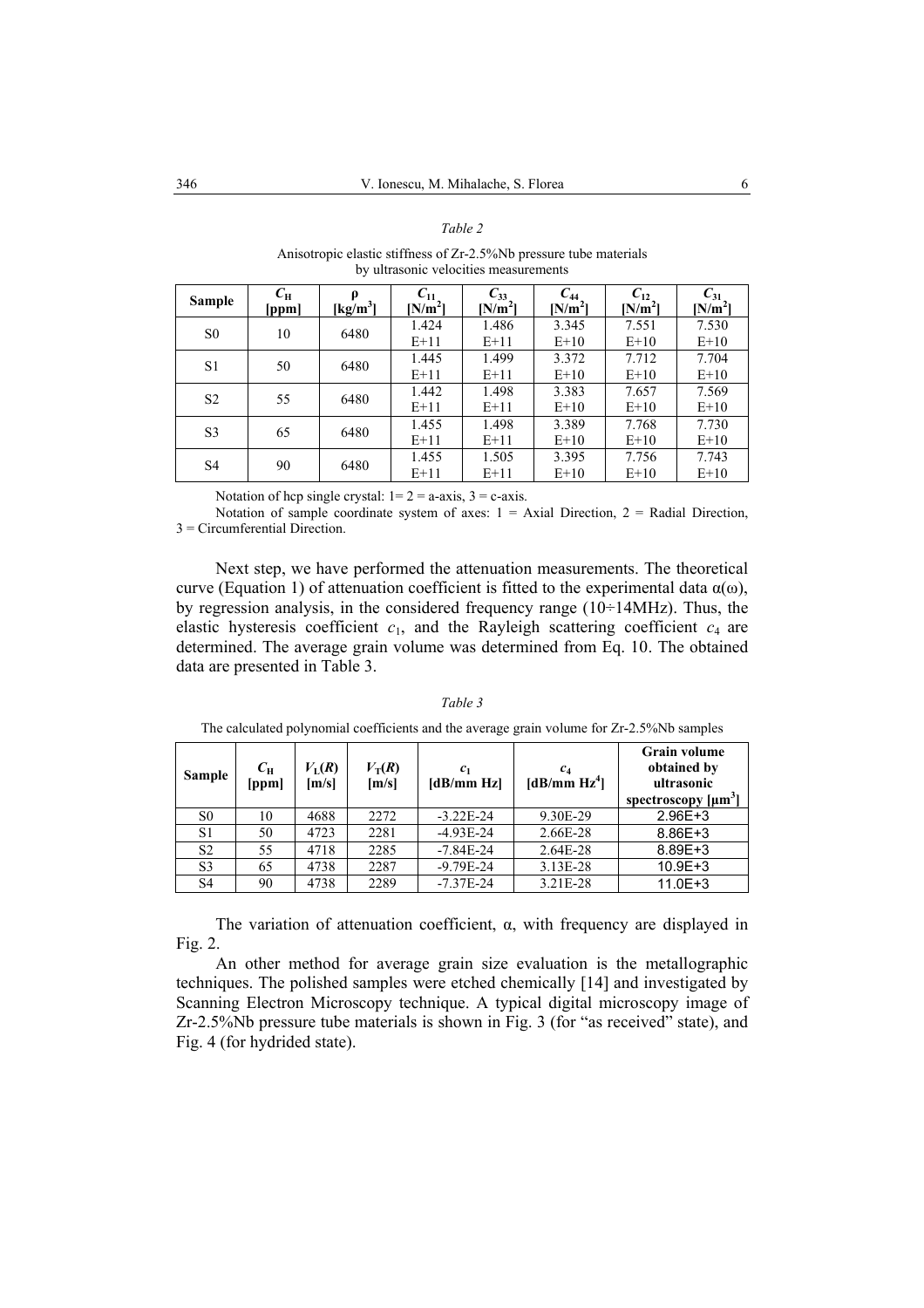*Table 2*

Anisotropic elastic stiffness of Zr-2.5%Nb pressure tube materials by ultrasonic velocities measurements

| Sample | $C_H$ [ppm] | ρ [kg/m$^3$] | $C_{11}$ [N/m$^2$] | $C_{33}$ [N/m$^2$] | $C_{44}$ [N/m$^2$] | $C_{12}$ [N/m$^2$] | $C_{31}$ [N/m$^2$] |
|---|---|---|---|---|---|---|---|
| S0 | 10 | 6480 | 1.424 E+11 | 1.486 E+11 | 3.345 E+10 | 7.551 E+10 | 7.530 E+10 |
| S1 | 50 | 6480 | 1.445 E+11 | 1.499 E+11 | 3.372 E+10 | 7.712 E+10 | 7.704 E+10 |
| S2 | 55 | 6480 | 1.442 E+11 | 1.498 E+11 | 3.383 E+10 | 7.657 E+10 | 7.569 E+10 |
| S3 | 65 | 6480 | 1.455 E+11 | 1.498 E+11 | 3.389 E+10 | 7.768 E+10 | 7.730 E+10 |
| S4 | 90 | 6480 | 1.455 E+11 | 1.505 E+11 | 3.395 E+10 | 7.756 E+10 | 7.743 E+10 |

Notation of hcp single crystal: 1= 2 = a-axis, 3 = c-axis.

Notation of sample coordinate system of axes: 1 = Axial Direction, 2 = Radial Direction, 3 = Circumferential Direction.

Next step, we have performed the attenuation measurements. The theoretical curve (Equation 1) of attenuation coefficient is fitted to the experimental data α(ω), by regression analysis, in the considered frequency range (10÷14MHz). Thus, the elastic hysteresis coefficient $c_1$, and the Rayleigh scattering coefficient $c_4$ are determined. The average grain volume was determined from Eq. 10. The obtained data are presented in Table 3.

*Table 3*

The calculated polynomial coefficients and the average grain volume for Zr-2.5%Nb samples

| Sample | $C_H$ [ppm] | $V_L(R)$ [m/s] | $V_T(R)$ [m/s] | $c_1$ [dB/mm Hz] | $c_4$ [dB/mm Hz$^4$] | Grain volume obtained by ultrasonic spectroscopy [μm$^3$] |
|---|---|---|---|---|---|---|
| S0 | 10 | 4688 | 2272 | -3.22E-24 | 9.30E-29 | 2.96E+3 |
| S1 | 50 | 4723 | 2281 | -4.93E-24 | 2.66E-28 | 8.86E+3 |
| S2 | 55 | 4718 | 2285 | -7.84E-24 | 2.64E-28 | 8.89E+3 |
| S3 | 65 | 4738 | 2287 | -9.79E-24 | 3.13E-28 | 10.9E+3 |
| S4 | 90 | 4738 | 2289 | -7.37E-24 | 3.21E-28 | 11.0E+3 |

The variation of attenuation coefficient, α, with frequency are displayed in Fig. 2.

An other method for average grain size evaluation is the metallographic techniques. The polished samples were etched chemically [14] and investigated by Scanning Electron Microscopy technique. A typical digital microscopy image of Zr-2.5%Nb pressure tube materials is shown in Fig. 3 (for "as received" state), and Fig. 4 (for hydrided state).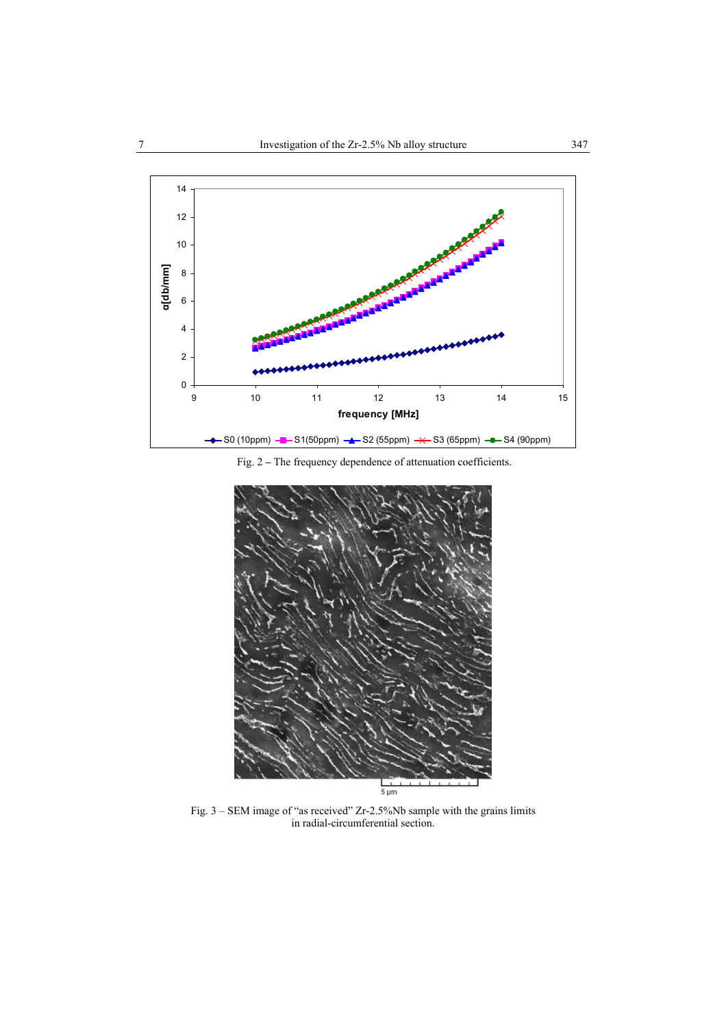Fig. 2 – The frequency dependence of attenuation coefficients.

Fig. 3 – SEM image of "as received" Zr-2.5%Nb sample with the grains limits in radial-circumferential section.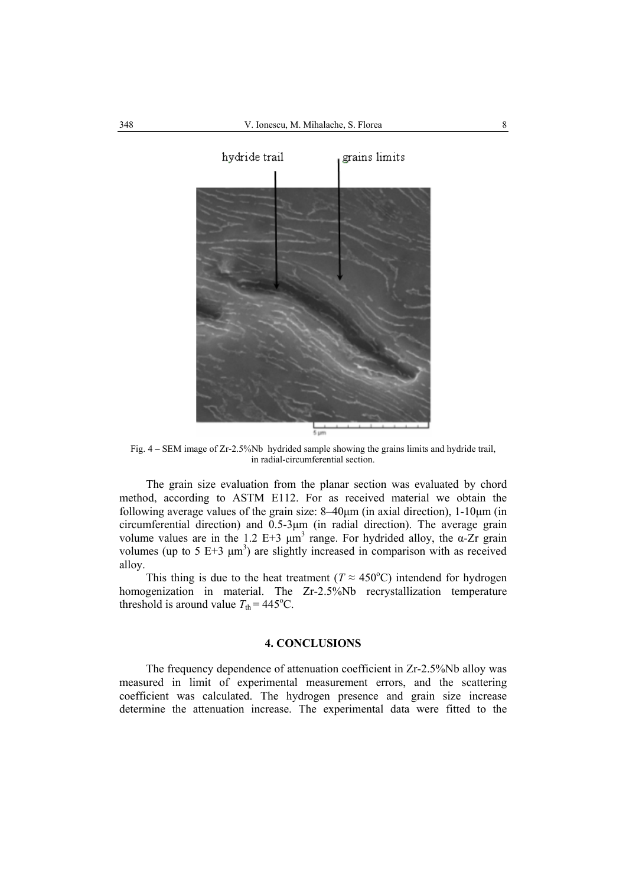Fig. 4 – SEM image of Zr-2.5%Nb hydrided sample showing the grains limits and hydride trail, in radial-circumferential section.

The grain size evaluation from the planar section was evaluated by chord method, according to ASTM E112. For as received material we obtain the following average values of the grain size: 8–40μm (in axial direction), 1-10μm (in circumferential direction) and 0.5-3μm (in radial direction). The average grain volume values are in the 1.2 E+3 $\mu m^3$ range. For hydrided alloy, the α-Zr grain volumes (up to 5 E+3 $\mu m^3$) are slightly increased in comparison with as received alloy.

This thing is due to the heat treatment ($T \approx 450^{o}C$) intendend for hydrogen homogenization in material. The Zr-2.5%Nb recrystallization temperature threshold is around value $T_{th} = 445^{o}C$.

## 4. CONCLUSIONS

The frequency dependence of attenuation coefficient in Zr-2.5%Nb alloy was measured in limit of experimental measurement errors, and the scattering coefficient was calculated. The hydrogen presence and grain size increase determine the attenuation increase. The experimental data were fitted to the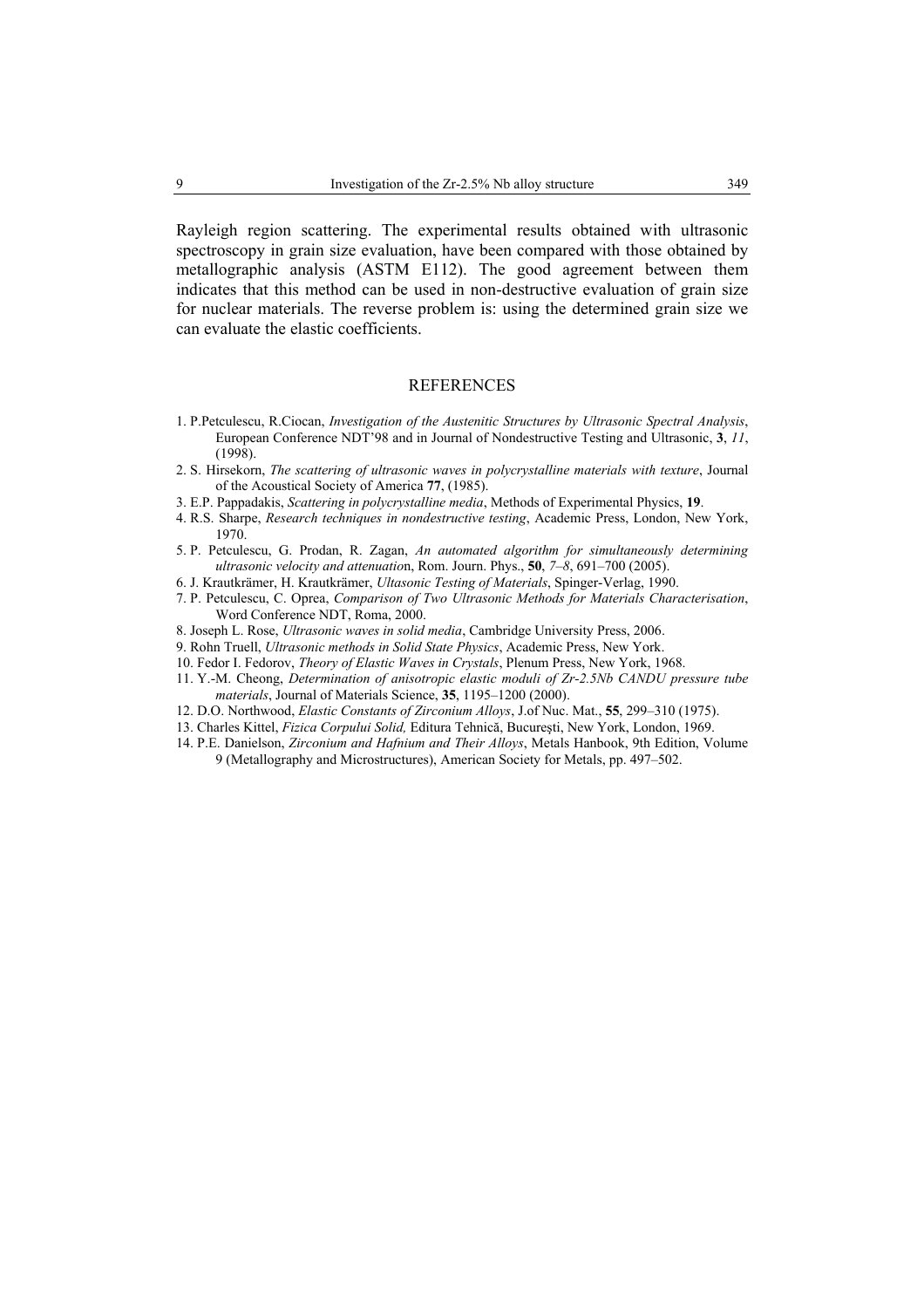Rayleigh region scattering. The experimental results obtained with ultrasonic spectroscopy in grain size evaluation, have been compared with those obtained by metallographic analysis (ASTM E112). The good agreement between them indicates that this method can be used in non-destructive evaluation of grain size for nuclear materials. The reverse problem is: using the determined grain size we can evaluate the elastic coefficients.

## REFERENCES

1. P.Petculescu, R.Ciocan, *Investigation of the Austenitic Structures by Ultrasonic Spectral Analysis*, European Conference NDT'98 and in Journal of Nondestructive Testing and Ultrasonic, **3**, *11*, (1998).
2. S. Hirsekorn, *The scattering of ultrasonic waves in polycrystalline materials with texture*, Journal of the Acoustical Society of America **77**, (1985).
3. E.P. Pappadakis, *Scattering in polycrystalline media*, Methods of Experimental Physics, **19**.
4. R.S. Sharpe, *Research techniques in nondestructive testing*, Academic Press, London, New York, 1970.
5. P. Petculescu, G. Prodan, R. Zagan, *An automated algorithm for simultaneously determining ultrasonic velocity and attenuation*, Rom. Journ. Phys., **50**, *7–8*, 691–700 (2005).
6. J. Krautkrämer, H. Krautkrämer, *Ultasonic Testing of Materials*, Spinger-Verlag, 1990.
7. P. Petculescu, C. Oprea, *Comparison of Two Ultrasonic Methods for Materials Characterisation*, Word Conference NDT, Roma, 2000.
8. Joseph L. Rose, *Ultrasonic waves in solid media*, Cambridge University Press, 2006.
9. Rohn Truell, *Ultrasonic methods in Solid State Physics*, Academic Press, New York.
10. Fedor I. Fedorov, *Theory of Elastic Waves in Crystals*, Plenum Press, New York, 1968.
11. Y.-M. Cheong, *Determination of anisotropic elastic moduli of Zr-2.5Nb CANDU pressure tube materials*, Journal of Materials Science, **35**, 1195–1200 (2000).
12. D.O. Northwood, *Elastic Constants of Zirconium Alloys*, J.of Nuc. Mat., **55**, 299–310 (1975).
13. Charles Kittel, *Fizica Corpului Solid,* Editura Tehnică, București, New York, London, 1969.
14. P.E. Danielson, *Zirconium and Hafnium and Their Alloys*, Metals Hanbook, 9th Edition, Volume 9 (Metallography and Microstructures), American Society for Metals, pp. 497–502.